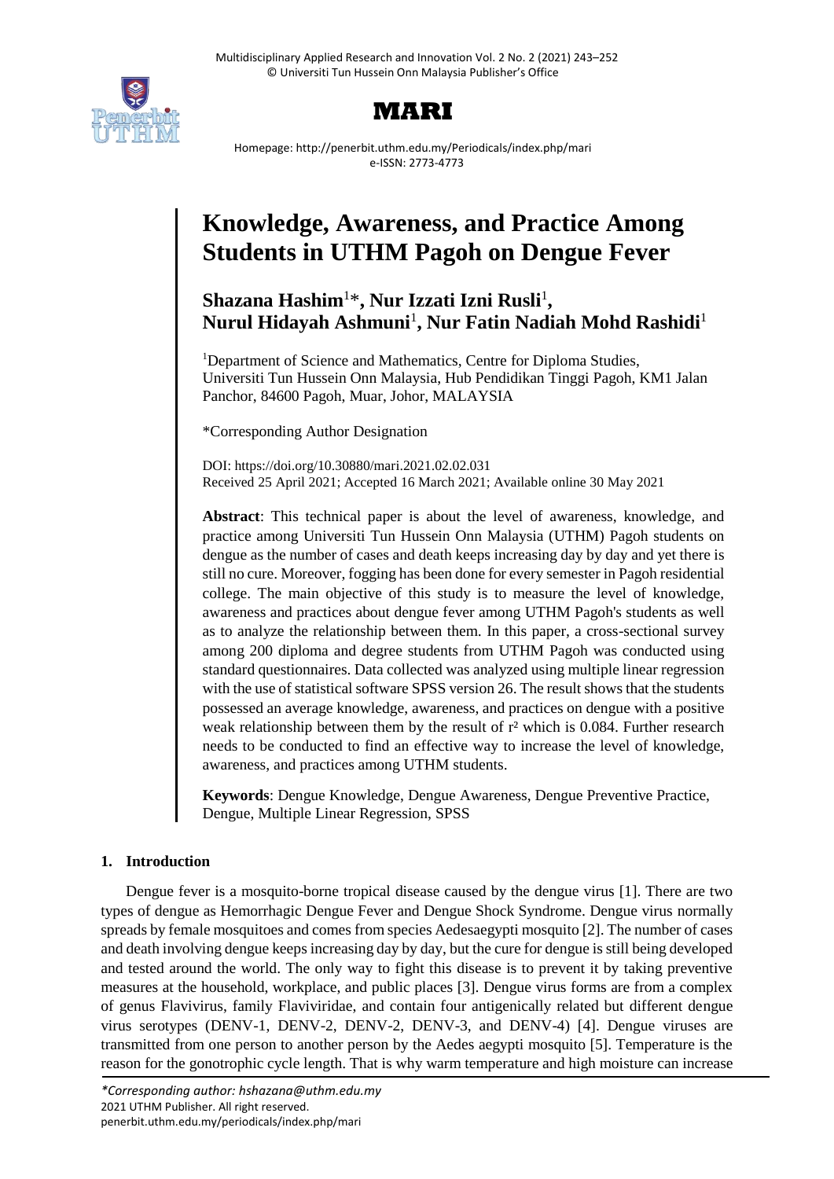# Knowledge, Awareness, and Practice Among Students in UTHM Pagoh on Dengue Fever

**Shazana Hashim**[1]*, **Nur Izzati Izni Rusli**[1], **Nurul Hidayah Ashmuni**[1], **Nur Fatin Nadiah Mohd Rashidi**[1]

[1]Department of Science and Mathematics, Centre for Diploma Studies, Universiti Tun Hussein Onn Malaysia, Hub Pendidikan Tinggi Pagoh, KM1 Jalan Panchor, 84600 Pagoh, Muar, Johor, MALAYSIA

*Corresponding Author Designation

DOI: https://doi.org/10.30880/mari.2021.02.02.031
Received 25 April 2021; Accepted 16 March 2021; Available online 30 May 2021

**Abstract**: This technical paper is about the level of awareness, knowledge, and practice among Universiti Tun Hussein Onn Malaysia (UTHM) Pagoh students on dengue as the number of cases and death keeps increasing day by day and yet there is still no cure. Moreover, fogging has been done for every semester in Pagoh residential college. The main objective of this study is to measure the level of knowledge, awareness and practices about dengue fever among UTHM Pagoh's students as well as to analyze the relationship between them. In this paper, a cross-sectional survey among 200 diploma and degree students from UTHM Pagoh was conducted using standard questionnaires. Data collected was analyzed using multiple linear regression with the use of statistical software SPSS version 26. The result shows that the students possessed an average knowledge, awareness, and practices on dengue with a positive weak relationship between them by the result of $r^2$ which is 0.084. Further research needs to be conducted to find an effective way to increase the level of knowledge, awareness, and practices among UTHM students.

**Keywords**: Dengue Knowledge, Dengue Awareness, Dengue Preventive Practice, Dengue, Multiple Linear Regression, SPSS

## 1. Introduction

Dengue fever is a mosquito-borne tropical disease caused by the dengue virus [1]. There are two types of dengue as Hemorrhagic Dengue Fever and Dengue Shock Syndrome. Dengue virus normally spreads by female mosquitoes and comes from species Aedesaegypti mosquito [2]. The number of cases and death involving dengue keeps increasing day by day, but the cure for dengue is still being developed and tested around the world. The only way to fight this disease is to prevent it by taking preventive measures at the household, workplace, and public places [3]. Dengue virus forms are from a complex of genus Flavivirus, family Flaviviridae, and contain four antigenically related but different dengue virus serotypes (DENV-1, DENV-2, DENV-2, DENV-3, and DENV-4) [4]. Dengue viruses are transmitted from one person to another person by the Aedes aegypti mosquito [5]. Temperature is the reason for the gonotrophic cycle length. That is why warm temperature and high moisture can increase

*Corresponding author: hshazana@uthm.edu.my*
2021 UTHM Publisher. All right reserved.
penerbit.uthm.edu.my/periodicals/index.php/mari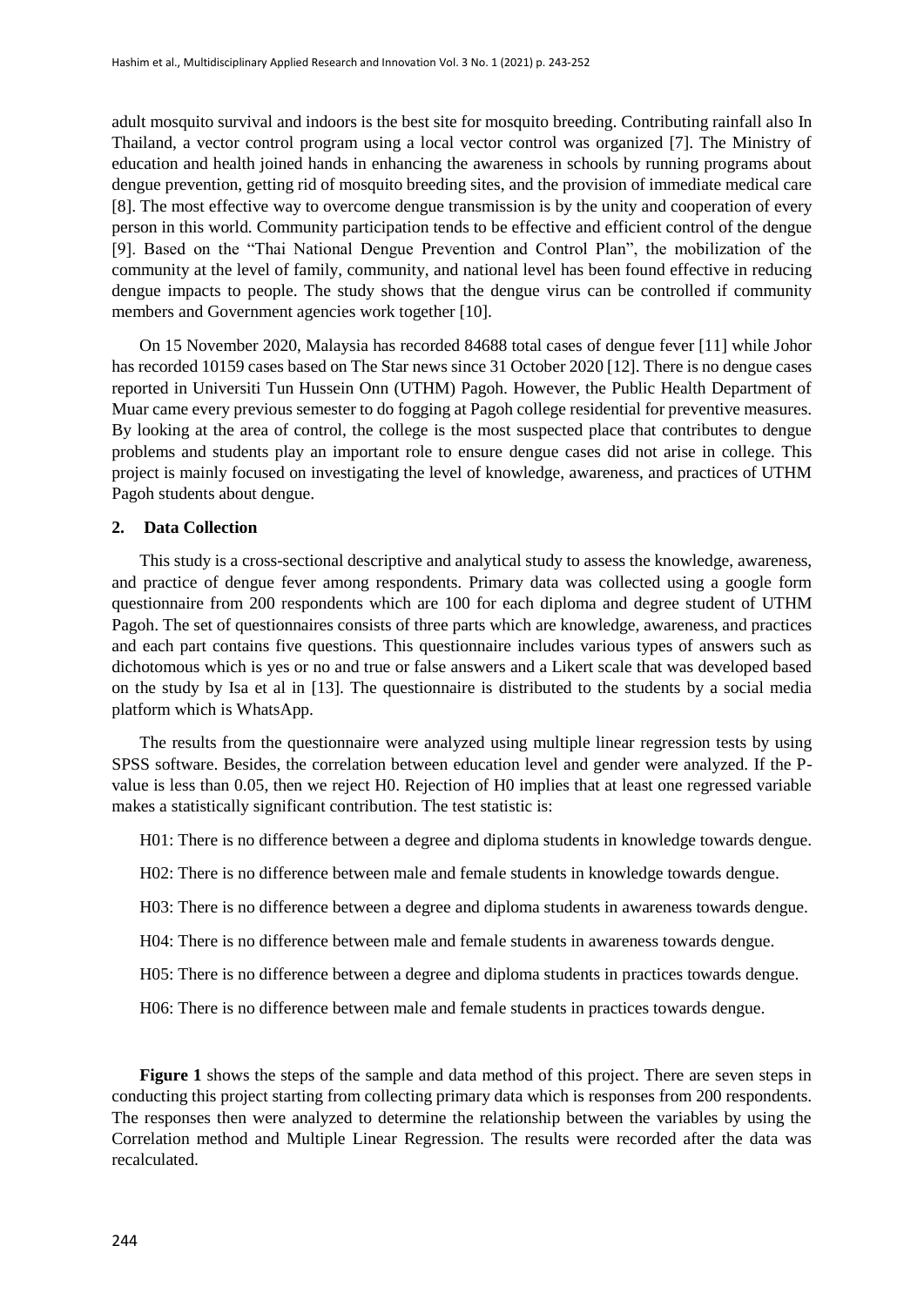adult mosquito survival and indoors is the best site for mosquito breeding. Contributing rainfall also In Thailand, a vector control program using a local vector control was organized [7]. The Ministry of education and health joined hands in enhancing the awareness in schools by running programs about dengue prevention, getting rid of mosquito breeding sites, and the provision of immediate medical care [8]. The most effective way to overcome dengue transmission is by the unity and cooperation of every person in this world. Community participation tends to be effective and efficient control of the dengue [9]. Based on the "Thai National Dengue Prevention and Control Plan", the mobilization of the community at the level of family, community, and national level has been found effective in reducing dengue impacts to people. The study shows that the dengue virus can be controlled if community members and Government agencies work together [10].

On 15 November 2020, Malaysia has recorded 84688 total cases of dengue fever [11] while Johor has recorded 10159 cases based on The Star news since 31 October 2020 [12]. There is no dengue cases reported in Universiti Tun Hussein Onn (UTHM) Pagoh. However, the Public Health Department of Muar came every previous semester to do fogging at Pagoh college residential for preventive measures. By looking at the area of control, the college is the most suspected place that contributes to dengue problems and students play an important role to ensure dengue cases did not arise in college. This project is mainly focused on investigating the level of knowledge, awareness, and practices of UTHM Pagoh students about dengue.

## 2. Data Collection

This study is a cross-sectional descriptive and analytical study to assess the knowledge, awareness, and practice of dengue fever among respondents. Primary data was collected using a google form questionnaire from 200 respondents which are 100 for each diploma and degree student of UTHM Pagoh. The set of questionnaires consists of three parts which are knowledge, awareness, and practices and each part contains five questions. This questionnaire includes various types of answers such as dichotomous which is yes or no and true or false answers and a Likert scale that was developed based on the study by Isa et al in [13]. The questionnaire is distributed to the students by a social media platform which is WhatsApp.

The results from the questionnaire were analyzed using multiple linear regression tests by using SPSS software. Besides, the correlation between education level and gender were analyzed. If the P-value is less than 0.05, then we reject H0. Rejection of H0 implies that at least one regressed variable makes a statistically significant contribution. The test statistic is:

H01: There is no difference between a degree and diploma students in knowledge towards dengue.

H02: There is no difference between male and female students in knowledge towards dengue.

H03: There is no difference between a degree and diploma students in awareness towards dengue.

H04: There is no difference between male and female students in awareness towards dengue.

H05: There is no difference between a degree and diploma students in practices towards dengue.

H06: There is no difference between male and female students in practices towards dengue.

**Figure 1** shows the steps of the sample and data method of this project. There are seven steps in conducting this project starting from collecting primary data which is responses from 200 respondents. The responses then were analyzed to determine the relationship between the variables by using the Correlation method and Multiple Linear Regression. The results were recorded after the data was recalculated.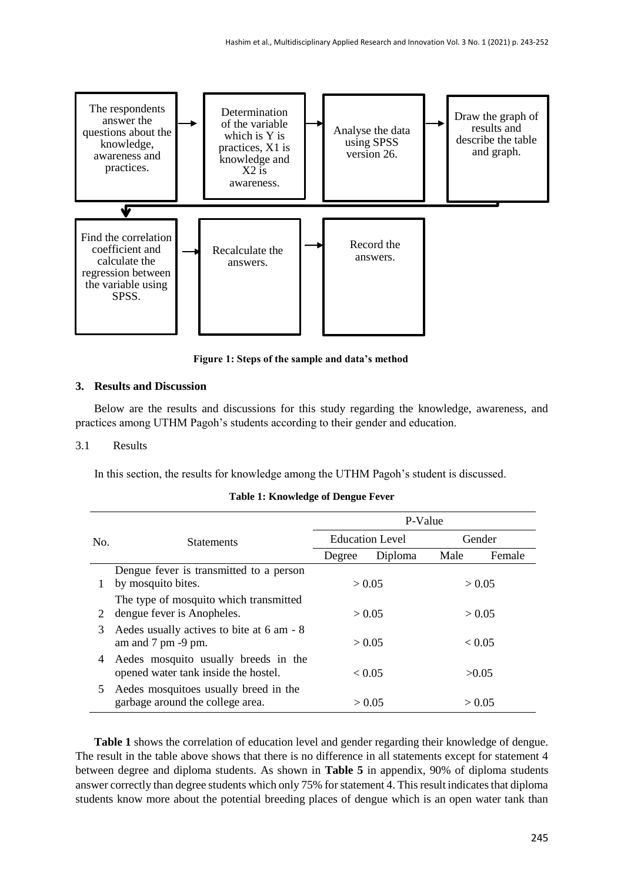The respondents answer the questions about the knowledge, awareness and practices. → Determination of the variable which is Y is practices, X1 is knowledge and X2 is awareness. → Analyse the data using SPSS version 26. → Draw the graph of results and describe the table and graph. → Find the correlation coefficient and calculate the regression between the variable using SPSS. → Recalculate the answers. → Record the answers.

**Figure 1: Steps of the sample and data's method**

## 3. Results and Discussion

Below are the results and discussions for this study regarding the knowledge, awareness, and practices among UTHM Pagoh's students according to their gender and education.

### 3.1 Results

In this section, the results for knowledge among the UTHM Pagoh's student is discussed.

**Table 1: Knowledge of Dengue Fever**

| No. | Statements | P-Value | | | |
|---|---|---|---|---|---|
| | | Education Level | | Gender | |
| | | Degree | Diploma | Male | Female |
| 1 | Dengue fever is transmitted to a person by mosquito bites. | > 0.05 | | > 0.05 | |
| 2 | The type of mosquito which transmitted dengue fever is Anopheles. | > 0.05 | | > 0.05 | |
| 3 | Aedes usually actives to bite at 6 am - 8 am and 7 pm -9 pm. | > 0.05 | | < 0.05 | |
| 4 | Aedes mosquito usually breeds in the opened water tank inside the hostel. | < 0.05 | | >0.05 | |
| 5 | Aedes mosquitoes usually breed in the garbage around the college area. | > 0.05 | | > 0.05 | |

**Table 1** shows the correlation of education level and gender regarding their knowledge of dengue. The result in the table above shows that there is no difference in all statements except for statement 4 between degree and diploma students. As shown in **Table 5** in appendix, 90% of diploma students answer correctly than degree students which only 75% for statement 4. This result indicates that diploma students know more about the potential breeding places of dengue which is an open water tank than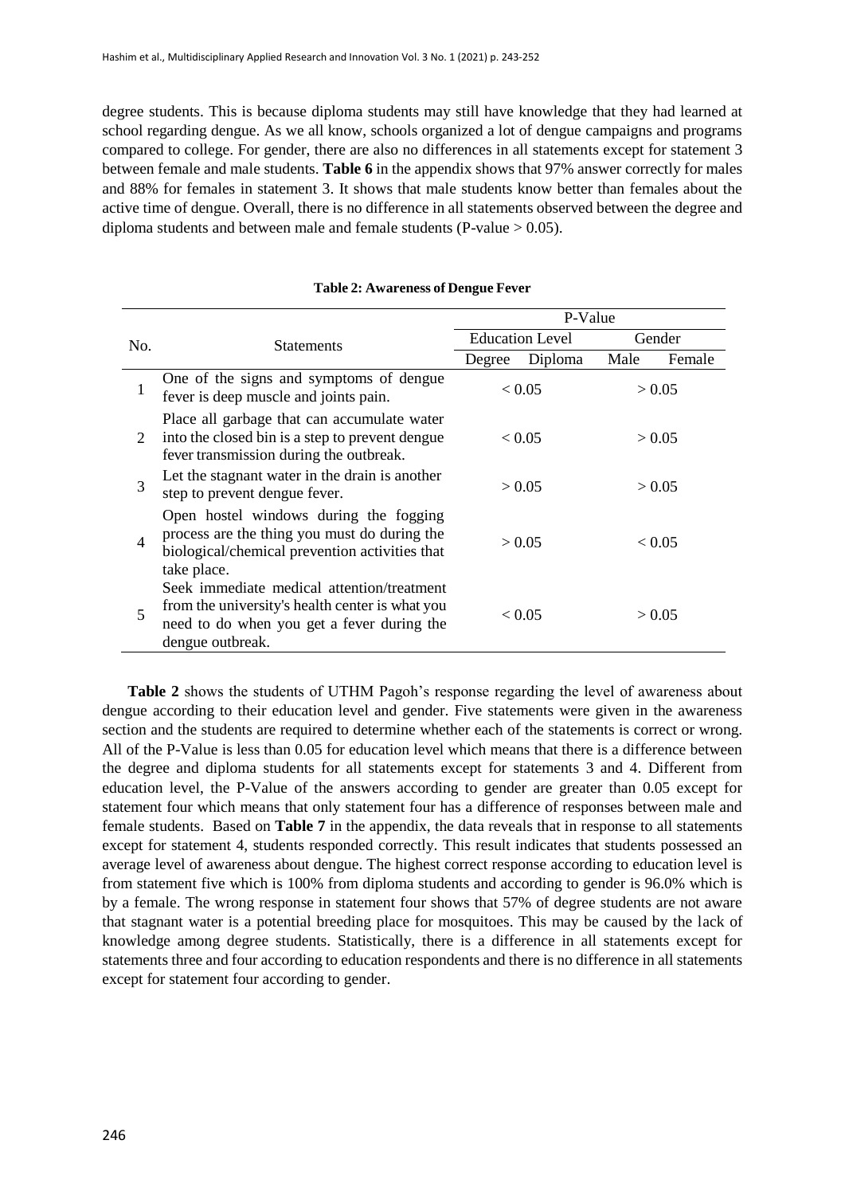degree students. This is because diploma students may still have knowledge that they had learned at school regarding dengue. As we all know, schools organized a lot of dengue campaigns and programs compared to college. For gender, there are also no differences in all statements except for statement 3 between female and male students. **Table 6** in the appendix shows that 97% answer correctly for males and 88% for females in statement 3. It shows that male students know better than females about the active time of dengue. Overall, there is no difference in all statements observed between the degree and diploma students and between male and female students (P-value > 0.05).

**Table 2: Awareness of Dengue Fever**

| No. | Statements | P-Value | | | |
|---|---|---|---|---|---|
| | | Education Level | | Gender | |
| | | Degree | Diploma | Male | Female |
| 1 | One of the signs and symptoms of dengue fever is deep muscle and joints pain. | < 0.05 | | > 0.05 | |
| 2 | Place all garbage that can accumulate water into the closed bin is a step to prevent dengue fever transmission during the outbreak. | < 0.05 | | > 0.05 | |
| 3 | Let the stagnant water in the drain is another step to prevent dengue fever. | > 0.05 | | > 0.05 | |
| 4 | Open hostel windows during the fogging process are the thing you must do during the biological/chemical prevention activities that take place. | > 0.05 | | < 0.05 | |
| 5 | Seek immediate medical attention/treatment from the university's health center is what you need to do when you get a fever during the dengue outbreak. | < 0.05 | | > 0.05 | |

**Table 2** shows the students of UTHM Pagoh's response regarding the level of awareness about dengue according to their education level and gender. Five statements were given in the awareness section and the students are required to determine whether each of the statements is correct or wrong. All of the P-Value is less than 0.05 for education level which means that there is a difference between the degree and diploma students for all statements except for statements 3 and 4. Different from education level, the P-Value of the answers according to gender are greater than 0.05 except for statement four which means that only statement four has a difference of responses between male and female students. Based on **Table 7** in the appendix, the data reveals that in response to all statements except for statement 4, students responded correctly. This result indicates that students possessed an average level of awareness about dengue. The highest correct response according to education level is from statement five which is 100% from diploma students and according to gender is 96.0% which is by a female. The wrong response in statement four shows that 57% of degree students are not aware that stagnant water is a potential breeding place for mosquitoes. This may be caused by the lack of knowledge among degree students. Statistically, there is a difference in all statements except for statements three and four according to education respondents and there is no difference in all statements except for statement four according to gender.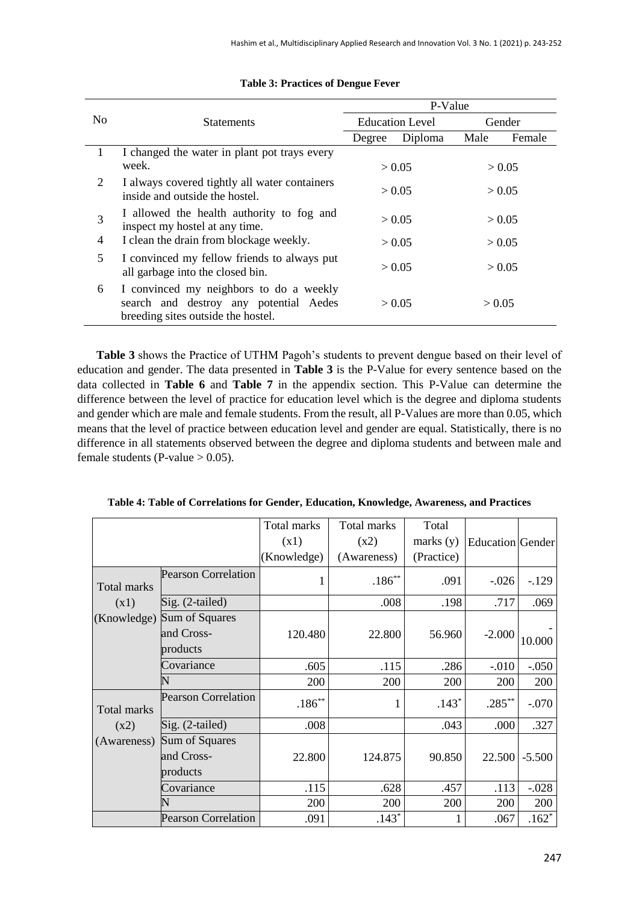**Table 3: Practices of Dengue Fever**

| No | Statements | P-Value | | | |
|---|---|---|---|---|---|
| | | Education Level | | Gender | |
| | | Degree | Diploma | Male | Female |
| 1 | I changed the water in plant pot trays every week. | > 0.05 | | > 0.05 | |
| 2 | I always covered tightly all water containers inside and outside the hostel. | > 0.05 | | > 0.05 | |
| 3 | I allowed the health authority to fog and inspect my hostel at any time. | > 0.05 | | > 0.05 | |
| 4 | I clean the drain from blockage weekly. | > 0.05 | | > 0.05 | |
| 5 | I convinced my fellow friends to always put all garbage into the closed bin. | > 0.05 | | > 0.05 | |
| 6 | I convinced my neighbors to do a weekly search and destroy any potential Aedes breeding sites outside the hostel. | > 0.05 | | > 0.05 | |

**Table 3** shows the Practice of UTHM Pagoh's students to prevent dengue based on their level of education and gender. The data presented in **Table 3** is the P-Value for every sentence based on the data collected in **Table 6** and **Table 7** in the appendix section. This P-Value can determine the difference between the level of practice for education level which is the degree and diploma students and gender which are male and female students. From the result, all P-Values are more than 0.05, which means that the level of practice between education level and gender are equal. Statistically, there is no difference in all statements observed between the degree and diploma students and between male and female students (P-value > 0.05).

**Table 4: Table of Correlations for Gender, Education, Knowledge, Awareness, and Practices**

| | | Total marks (x1) (Knowledge) | Total marks (x2) (Awareness) | Total marks (y) (Practice) | Education | Gender |
|---|---|---|---|---|---|---|
| Total marks (x1) (Knowledge) | Pearson Correlation | 1 | .186** | .091 | -.026 | -.129 |
| | Sig. (2-tailed) | | .008 | .198 | .717 | .069 |
| | Sum of Squares and Cross-products | 120.480 | 22.800 | 56.960 | -2.000 | -10.000 |
| | Covariance | .605 | .115 | .286 | -.010 | -.050 |
| | N | 200 | 200 | 200 | 200 | 200 |
| Total marks (x2) (Awareness) | Pearson Correlation | .186** | 1 | .143* | .285** | -.070 |
| | Sig. (2-tailed) | .008 | | .043 | .000 | .327 |
| | Sum of Squares and Cross-products | 22.800 | 124.875 | 90.850 | 22.500 | -5.500 |
| | Covariance | .115 | .628 | .457 | .113 | -.028 |
| | N | 200 | 200 | 200 | 200 | 200 |
| | Pearson Correlation | .091 | .143* | 1 | .067 | .162* |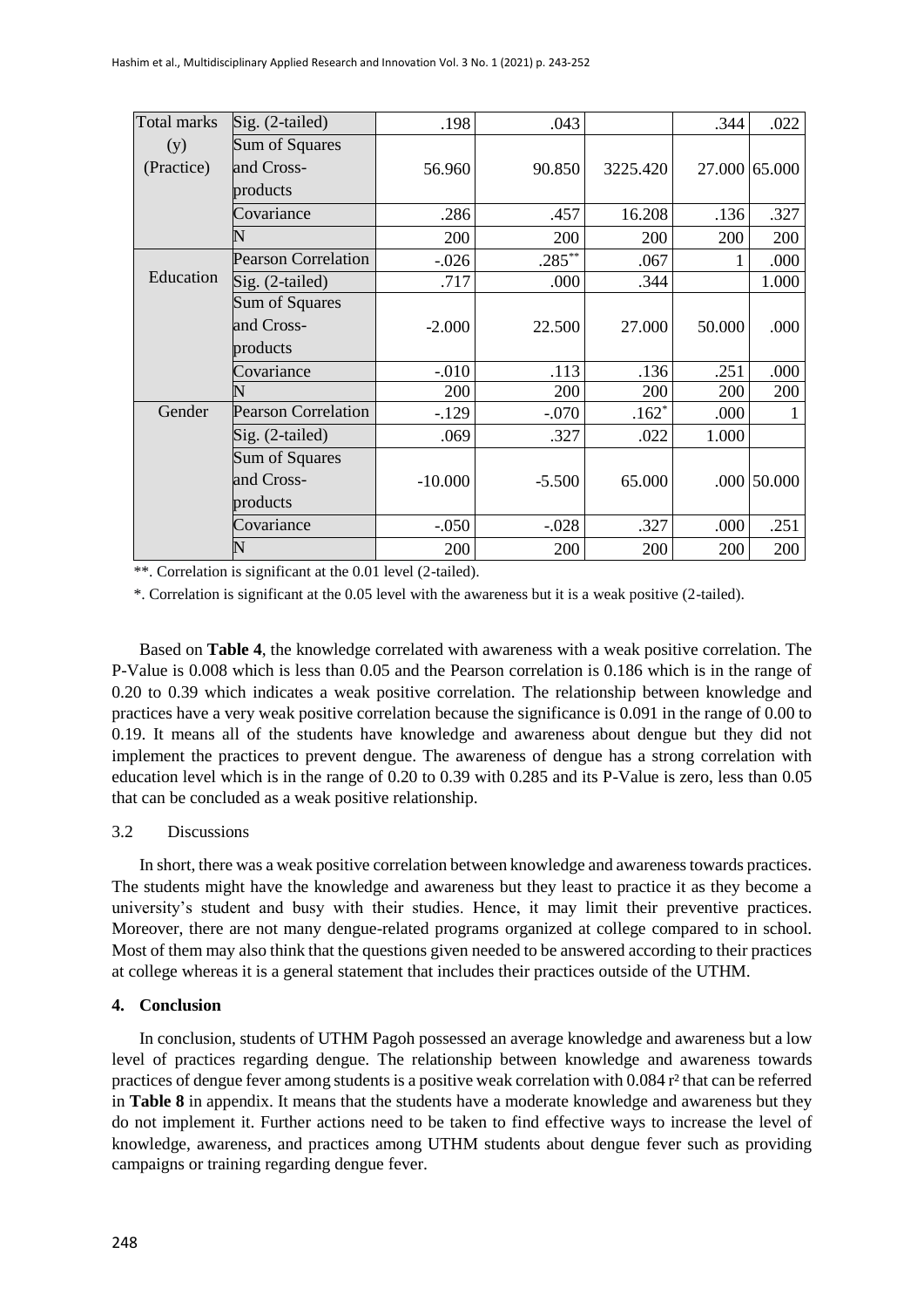| | | | | | | |
|---|---|---|---|---|---|---|
| Total marks (y) (Practice) | Sig. (2-tailed) | .198 | .043 | | .344 | .022 |
| | Sum of Squares and Cross-products | 56.960 | 90.850 | 3225.420 | 27.000 | 65.000 |
| | Covariance | .286 | .457 | 16.208 | .136 | .327 |
| | N | 200 | 200 | 200 | 200 | 200 |
| Education | Pearson Correlation | -.026 | .285** | .067 | 1 | .000 |
| | Sig. (2-tailed) | .717 | .000 | .344 | | 1.000 |
| | Sum of Squares and Cross-products | -2.000 | 22.500 | 27.000 | 50.000 | .000 |
| | Covariance | -.010 | .113 | .136 | .251 | .000 |
| | N | 200 | 200 | 200 | 200 | 200 |
| Gender | Pearson Correlation | -.129 | -.070 | .162* | .000 | 1 |
| | Sig. (2-tailed) | .069 | .327 | .022 | 1.000 | |
| | Sum of Squares and Cross-products | -10.000 | -5.500 | 65.000 | .000 | 50.000 |
| | Covariance | -.050 | -.028 | .327 | .000 | .251 |
| | N | 200 | 200 | 200 | 200 | 200 |

**. Correlation is significant at the 0.01 level (2-tailed).

*. Correlation is significant at the 0.05 level with the awareness but it is a weak positive (2-tailed).

Based on **Table 4**, the knowledge correlated with awareness with a weak positive correlation. The P-Value is 0.008 which is less than 0.05 and the Pearson correlation is 0.186 which is in the range of 0.20 to 0.39 which indicates a weak positive correlation. The relationship between knowledge and practices have a very weak positive correlation because the significance is 0.091 in the range of 0.00 to 0.19. It means all of the students have knowledge and awareness about dengue but they did not implement the practices to prevent dengue. The awareness of dengue has a strong correlation with education level which is in the range of 0.20 to 0.39 with 0.285 and its P-Value is zero, less than 0.05 that can be concluded as a weak positive relationship.

### 3.2 Discussions

In short, there was a weak positive correlation between knowledge and awareness towards practices. The students might have the knowledge and awareness but they least to practice it as they become a university's student and busy with their studies. Hence, it may limit their preventive practices. Moreover, there are not many dengue-related programs organized at college compared to in school. Most of them may also think that the questions given needed to be answered according to their practices at college whereas it is a general statement that includes their practices outside of the UTHM.

## 4. Conclusion

In conclusion, students of UTHM Pagoh possessed an average knowledge and awareness but a low level of practices regarding dengue. The relationship between knowledge and awareness towards practices of dengue fever among students is a positive weak correlation with 0.084 $r^2$ that can be referred in **Table 8** in appendix. It means that the students have a moderate knowledge and awareness but they do not implement it. Further actions need to be taken to find effective ways to increase the level of knowledge, awareness, and practices among UTHM students about dengue fever such as providing campaigns or training regarding dengue fever.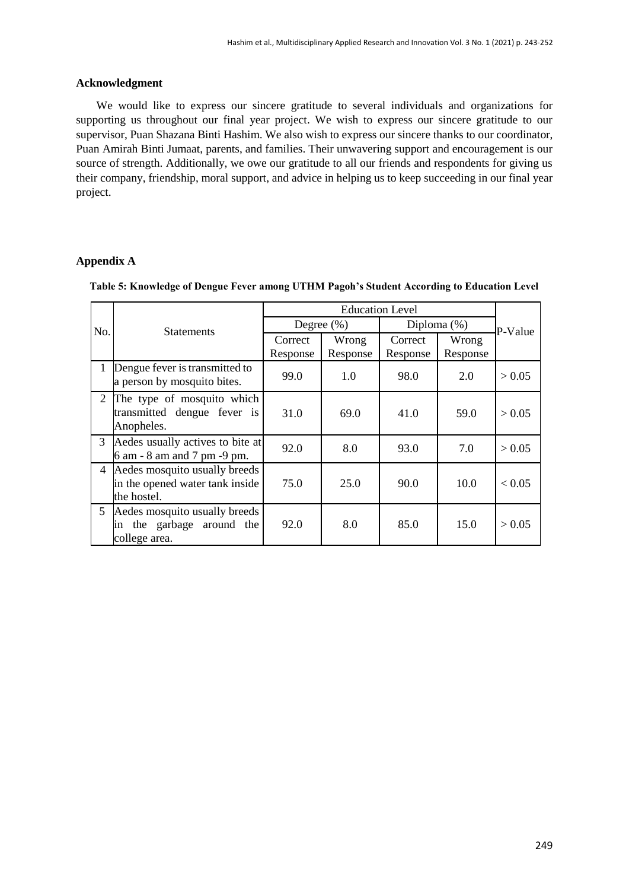### Acknowledgment

We would like to express our sincere gratitude to several individuals and organizations for supporting us throughout our final year project. We wish to express our sincere gratitude to our supervisor, Puan Shazana Binti Hashim. We also wish to express our sincere thanks to our coordinator, Puan Amirah Binti Jumaat, parents, and families. Their unwavering support and encouragement is our source of strength. Additionally, we owe our gratitude to all our friends and respondents for giving us their company, friendship, moral support, and advice in helping us to keep succeeding in our final year project.

### Appendix A

**Table 5: Knowledge of Dengue Fever among UTHM Pagoh's Student According to Education Level**

| No. | Statements | Education Level | | | | P-Value |
|---|---|---|---|---|---|---|
| | | Degree (%) | | Diploma (%) | | |
| | | Correct Response | Wrong Response | Correct Response | Wrong Response | |
| 1 | Dengue fever is transmitted to a person by mosquito bites. | 99.0 | 1.0 | 98.0 | 2.0 | > 0.05 |
| 2 | The type of mosquito which transmitted dengue fever is Anopheles. | 31.0 | 69.0 | 41.0 | 59.0 | > 0.05 |
| 3 | Aedes usually actives to bite at 6 am - 8 am and 7 pm -9 pm. | 92.0 | 8.0 | 93.0 | 7.0 | > 0.05 |
| 4 | Aedes mosquito usually breeds in the opened water tank inside the hostel. | 75.0 | 25.0 | 90.0 | 10.0 | < 0.05 |
| 5 | Aedes mosquito usually breeds in the garbage around the college area. | 92.0 | 8.0 | 85.0 | 15.0 | > 0.05 |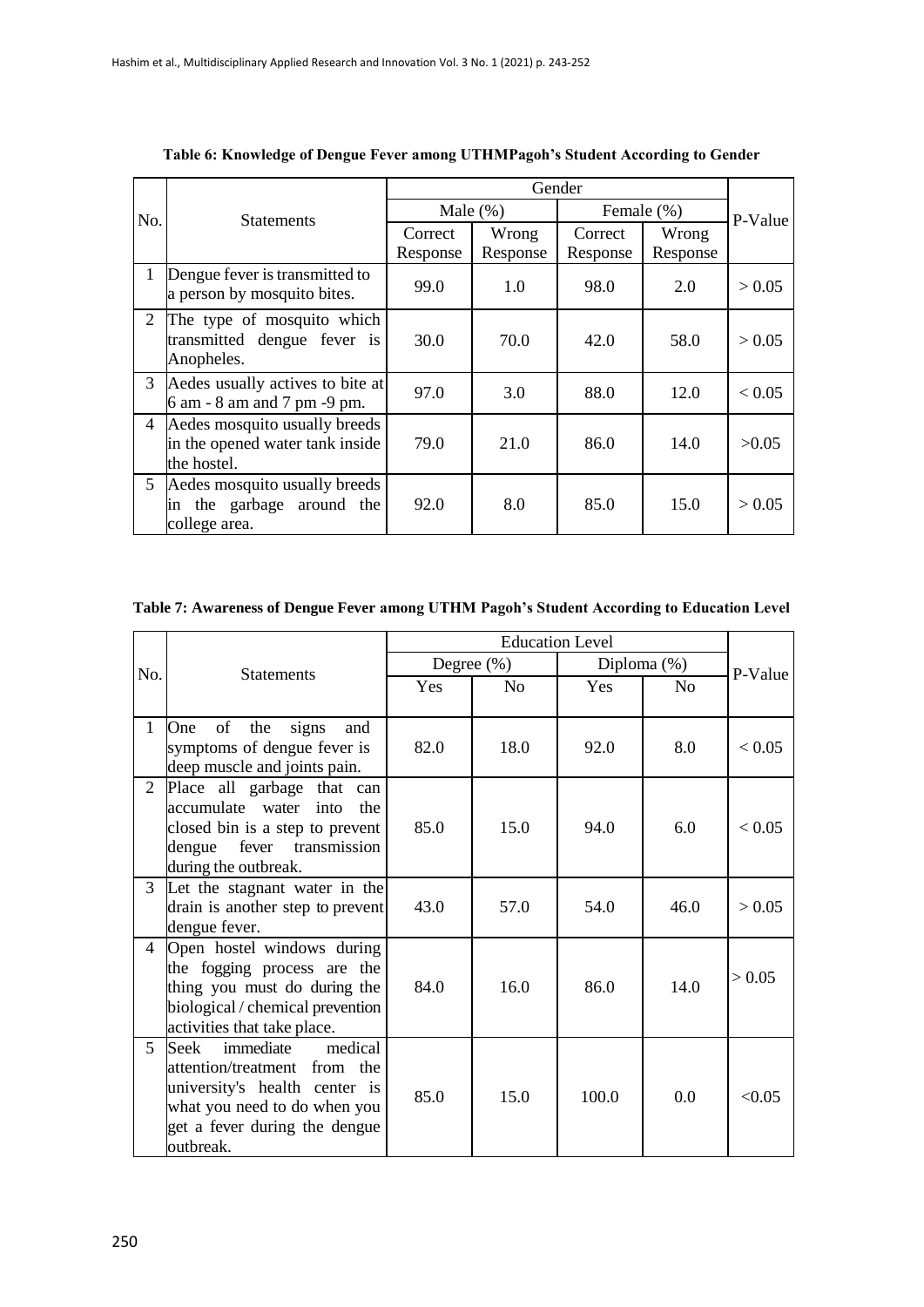**Table 6: Knowledge of Dengue Fever among UTHMPagoh's Student According to Gender**

| No. | Statements | Gender | | | | P-Value |
|---|---|---|---|---|---|---|
| | | Male (%) | | Female (%) | | |
| | | Correct Response | Wrong Response | Correct Response | Wrong Response | |
| 1 | Dengue fever is transmitted to a person by mosquito bites. | 99.0 | 1.0 | 98.0 | 2.0 | > 0.05 |
| 2 | The type of mosquito which transmitted dengue fever is Anopheles. | 30.0 | 70.0 | 42.0 | 58.0 | > 0.05 |
| 3 | Aedes usually actives to bite at 6 am - 8 am and 7 pm -9 pm. | 97.0 | 3.0 | 88.0 | 12.0 | < 0.05 |
| 4 | Aedes mosquito usually breeds in the opened water tank inside the hostel. | 79.0 | 21.0 | 86.0 | 14.0 | >0.05 |
| 5 | Aedes mosquito usually breeds in the garbage around the college area. | 92.0 | 8.0 | 85.0 | 15.0 | > 0.05 |

**Table 7: Awareness of Dengue Fever among UTHM Pagoh's Student According to Education Level**

| No. | Statements | Education Level | | | | P-Value |
|---|---|---|---|---|---|---|
| | | Degree (%) | | Diploma (%) | | |
| | | Yes | No | Yes | No | |
| 1 | One of the signs and symptoms of dengue fever is deep muscle and joints pain. | 82.0 | 18.0 | 92.0 | 8.0 | < 0.05 |
| 2 | Place all garbage that can accumulate water into the closed bin is a step to prevent dengue fever transmission during the outbreak. | 85.0 | 15.0 | 94.0 | 6.0 | < 0.05 |
| 3 | Let the stagnant water in the drain is another step to prevent dengue fever. | 43.0 | 57.0 | 54.0 | 46.0 | > 0.05 |
| 4 | Open hostel windows during the fogging process are the thing you must do during the biological / chemical prevention activities that take place. | 84.0 | 16.0 | 86.0 | 14.0 | > 0.05 |
| 5 | Seek immediate medical attention/treatment from the university's health center is what you need to do when you get a fever during the dengue outbreak. | 85.0 | 15.0 | 100.0 | 0.0 | <0.05 |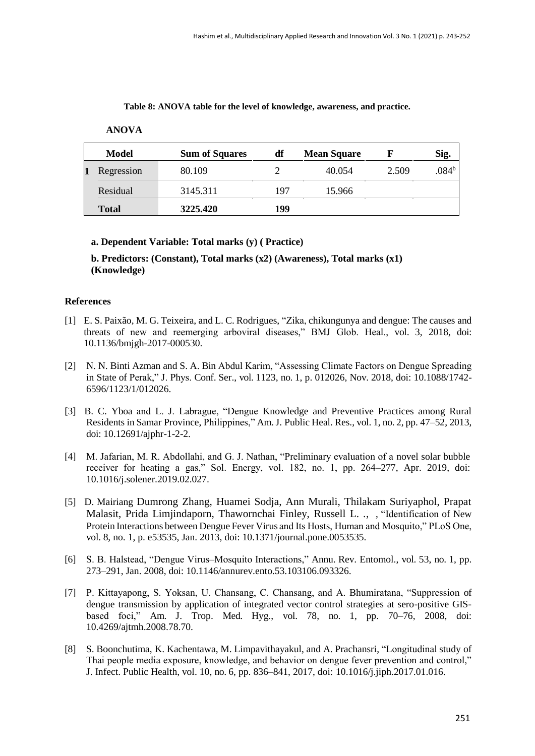**Table 8: ANOVA table for the level of knowledge, awareness, and practice.**

**ANOVA**

| | Model | Sum of Squares | df | Mean Square | F | Sig. |
|---|---|---|---|---|---|---|
| 1 | Regression | 80.109 | 2 | 40.054 | 2.509 | .084[b] |
| | Residual | 3145.311 | 197 | 15.966 | | |
| | **Total** | **3225.420** | **199** | | | |

**a. Dependent Variable: Total marks (y) ( Practice)**

**b. Predictors: (Constant), Total marks (x2) (Awareness), Total marks (x1) (Knowledge)**

## References

[1] E. S. Paixão, M. G. Teixeira, and L. C. Rodrigues, "Zika, chikungunya and dengue: The causes and threats of new and reemerging arboviral diseases," BMJ Glob. Heal., vol. 3, 2018, doi: 10.1136/bmjgh-2017-000530.

[2] N. N. Binti Azman and S. A. Bin Abdul Karim, "Assessing Climate Factors on Dengue Spreading in State of Perak," J. Phys. Conf. Ser., vol. 1123, no. 1, p. 012026, Nov. 2018, doi: 10.1088/1742-6596/1123/1/012026.

[3] B. C. Yboa and L. J. Labrague, "Dengue Knowledge and Preventive Practices among Rural Residents in Samar Province, Philippines," Am. J. Public Heal. Res., vol. 1, no. 2, pp. 47–52, 2013, doi: 10.12691/ajphr-1-2-2.

[4] M. Jafarian, M. R. Abdollahi, and G. J. Nathan, "Preliminary evaluation of a novel solar bubble receiver for heating a gas," Sol. Energy, vol. 182, no. 1, pp. 264–277, Apr. 2019, doi: 10.1016/j.solener.2019.02.027.

[5] D. Mairiang Dumrong Zhang, Huamei Sodja, Ann Murali, Thilakam Suriyaphol, Prapat Malasit, Prida Limjindaporn, Thawornchai Finley, Russell L. ., , "Identification of New Protein Interactions between Dengue Fever Virus and Its Hosts, Human and Mosquito," PLoS One, vol. 8, no. 1, p. e53535, Jan. 2013, doi: 10.1371/journal.pone.0053535.

[6] S. B. Halstead, "Dengue Virus–Mosquito Interactions," Annu. Rev. Entomol., vol. 53, no. 1, pp. 273–291, Jan. 2008, doi: 10.1146/annurev.ento.53.103106.093326.

[7] P. Kittayapong, S. Yoksan, U. Chansang, C. Chansang, and A. Bhumiratana, "Suppression of dengue transmission by application of integrated vector control strategies at sero-positive GIS-based foci," Am. J. Trop. Med. Hyg., vol. 78, no. 1, pp. 70–76, 2008, doi: 10.4269/ajtmh.2008.78.70.

[8] S. Boonchutima, K. Kachentawa, M. Limpavithayakul, and A. Prachansri, "Longitudinal study of Thai people media exposure, knowledge, and behavior on dengue fever prevention and control," J. Infect. Public Health, vol. 10, no. 6, pp. 836–841, 2017, doi: 10.1016/j.jiph.2017.01.016.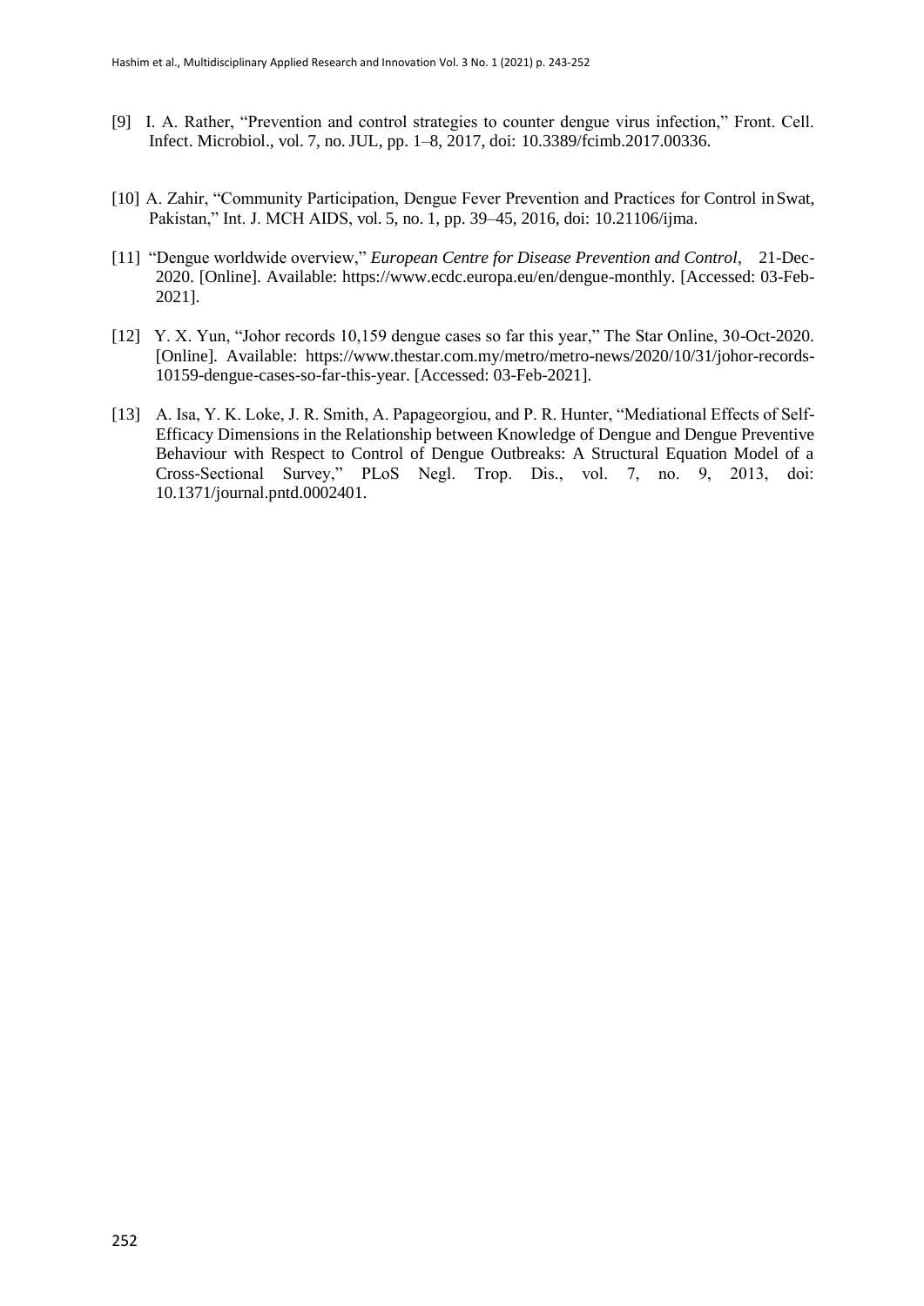[9] I. A. Rather, "Prevention and control strategies to counter dengue virus infection," Front. Cell. Infect. Microbiol., vol. 7, no. JUL, pp. 1–8, 2017, doi: 10.3389/fcimb.2017.00336.

[10] A. Zahir, "Community Participation, Dengue Fever Prevention and Practices for Control in Swat, Pakistan," Int. J. MCH AIDS, vol. 5, no. 1, pp. 39–45, 2016, doi: 10.21106/ijma.

[11] "Dengue worldwide overview," *European Centre for Disease Prevention and Control*, 21-Dec-2020. [Online]. Available: https://www.ecdc.europa.eu/en/dengue-monthly. [Accessed: 03-Feb-2021].

[12] Y. X. Yun, "Johor records 10,159 dengue cases so far this year," The Star Online, 30-Oct-2020. [Online]. Available: https://www.thestar.com.my/metro/metro-news/2020/10/31/johor-records-10159-dengue-cases-so-far-this-year. [Accessed: 03-Feb-2021].

[13] A. Isa, Y. K. Loke, J. R. Smith, A. Papageorgiou, and P. R. Hunter, "Mediational Effects of Self-Efficacy Dimensions in the Relationship between Knowledge of Dengue and Dengue Preventive Behaviour with Respect to Control of Dengue Outbreaks: A Structural Equation Model of a Cross-Sectional Survey," PLoS Negl. Trop. Dis., vol. 7, no. 9, 2013, doi: 10.1371/journal.pntd.0002401.